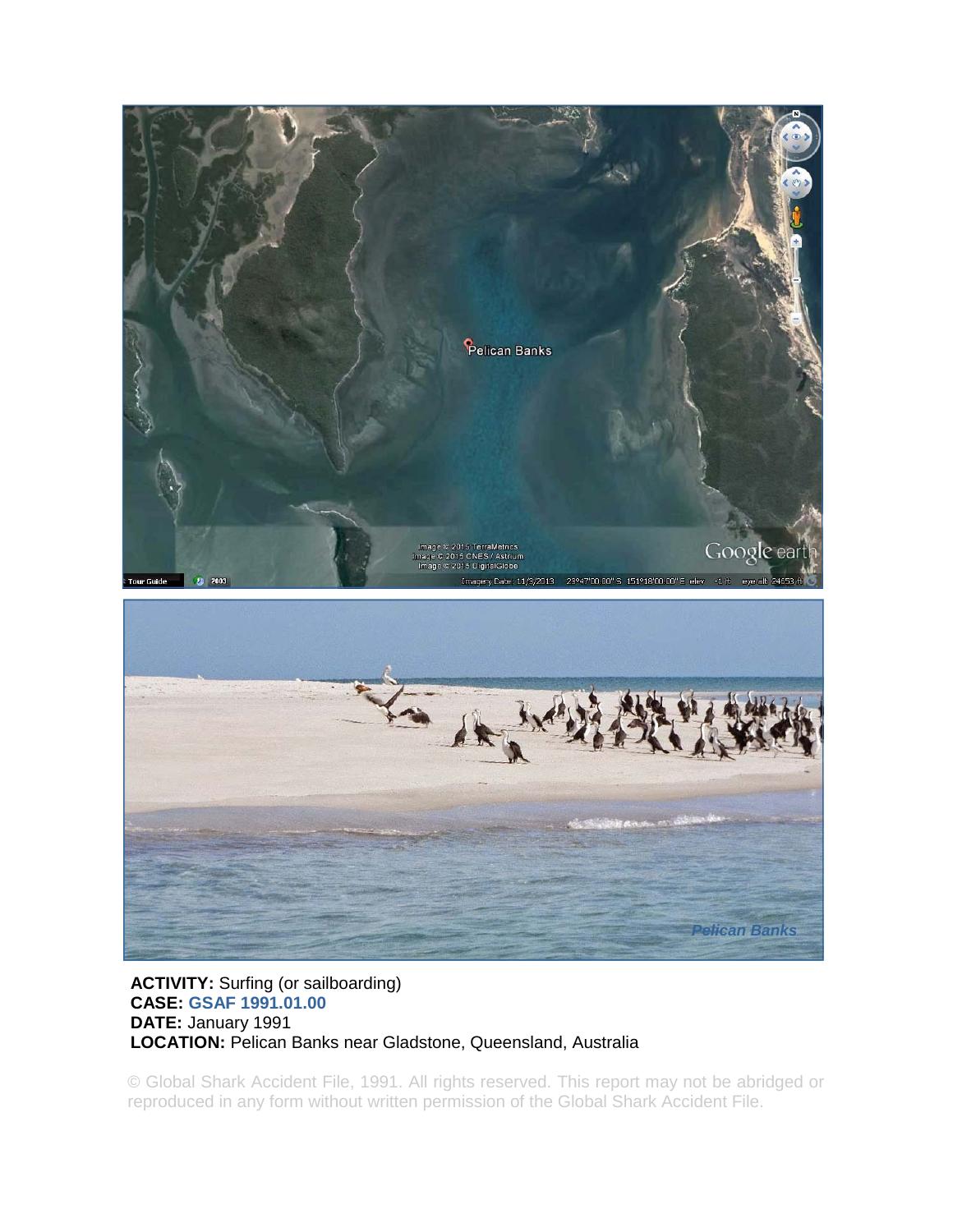**ACTIVITY:** Surfing (or sailboarding)
**CASE:** **GSAF 1991.01.00**
**DATE:** January 1991
**LOCATION:** Pelican Banks near Gladstone, Queensland, Australia

© Global Shark Accident File, 1991. All rights reserved. This report may not be abridged or reproduced in any form without written permission of the Global Shark Accident File.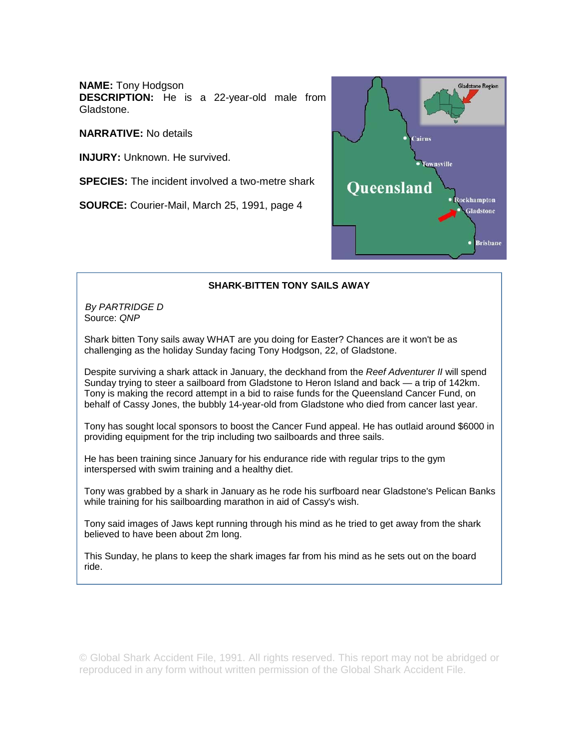**NAME:** Tony Hodgson
**DESCRIPTION:** He is a 22-year-old male from Gladstone.

**NARRATIVE:** No details

**INJURY:** Unknown. He survived.

**SPECIES:** The incident involved a two-metre shark

**SOURCE:** Courier-Mail, March 25, 1991, page 4

Gladstone Region

Cairns

Townsville

Queensland

Rockhampton

Gladstone

Brisbane

**SHARK-BITTEN TONY SAILS AWAY**

*By PARTRIDGE D*
Source: *QNP*

Shark bitten Tony sails away WHAT are you doing for Easter? Chances are it won't be as challenging as the holiday Sunday facing Tony Hodgson, 22, of Gladstone.

Despite surviving a shark attack in January, the deckhand from the *Reef Adventurer II* will spend Sunday trying to steer a sailboard from Gladstone to Heron Island and back — a trip of 142km. Tony is making the record attempt in a bid to raise funds for the Queensland Cancer Fund, on behalf of Cassy Jones, the bubbly 14-year-old from Gladstone who died from cancer last year.

Tony has sought local sponsors to boost the Cancer Fund appeal. He has outlaid around $6000 in providing equipment for the trip including two sailboards and three sails.

He has been training since January for his endurance ride with regular trips to the gym interspersed with swim training and a healthy diet.

Tony was grabbed by a shark in January as he rode his surfboard near Gladstone's Pelican Banks while training for his sailboarding marathon in aid of Cassy's wish.

Tony said images of Jaws kept running through his mind as he tried to get away from the shark believed to have been about 2m long.

This Sunday, he plans to keep the shark images far from his mind as he sets out on the board ride.

© Global Shark Accident File, 1991. All rights reserved. This report may not be abridged or reproduced in any form without written permission of the Global Shark Accident File.